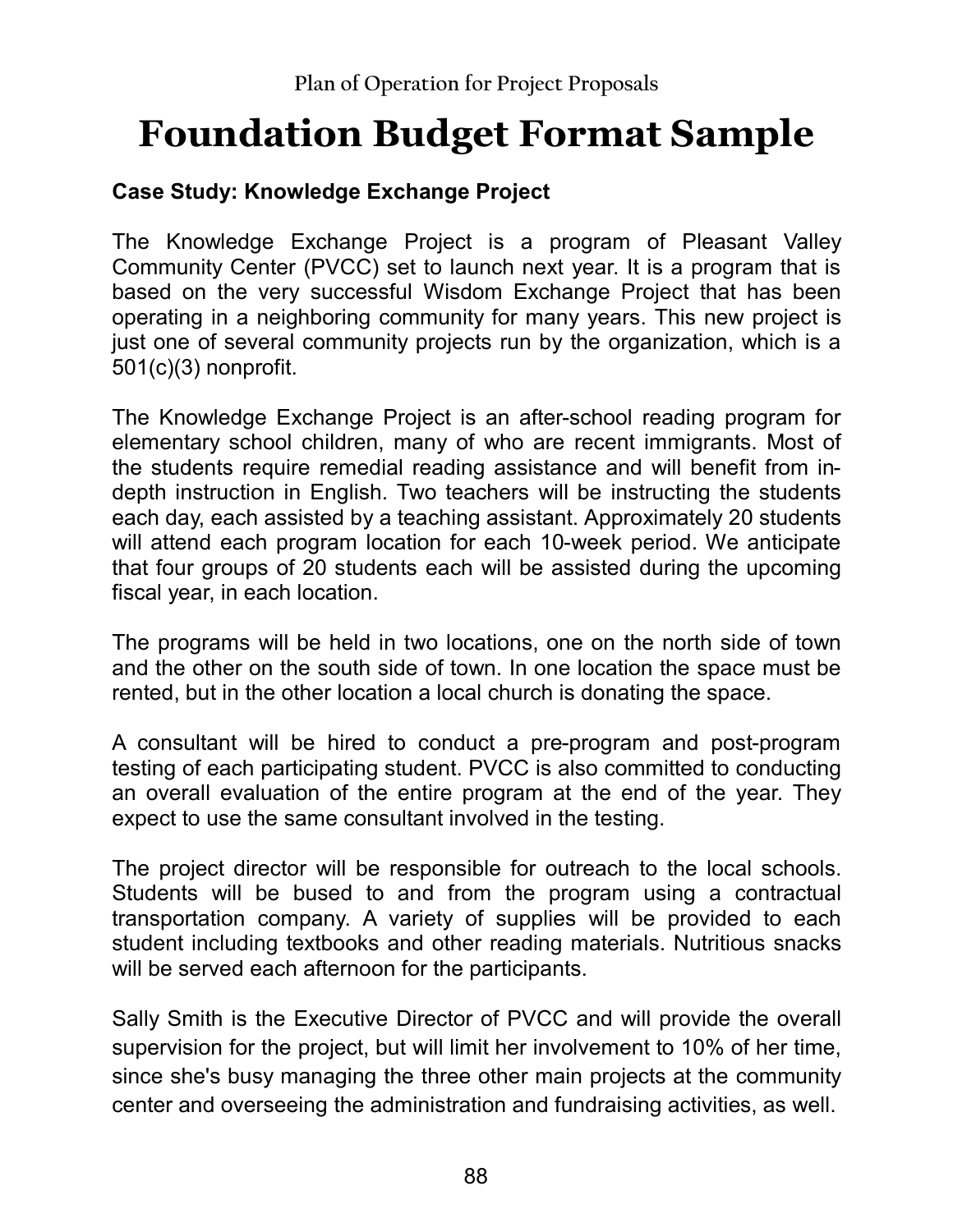# Foundation Budget Format Sample

**Case Study: Knowledge Exchange Project**

The Knowledge Exchange Project is a program of Pleasant Valley Community Center (PVCC) set to launch next year. It is a program that is based on the very successful Wisdom Exchange Project that has been operating in a neighboring community for many years. This new project is just one of several community projects run by the organization, which is a 501(c)(3) nonprofit.

The Knowledge Exchange Project is an after-school reading program for elementary school children, many of who are recent immigrants. Most of the students require remedial reading assistance and will benefit from in-depth instruction in English. Two teachers will be instructing the students each day, each assisted by a teaching assistant. Approximately 20 students will attend each program location for each 10-week period. We anticipate that four groups of 20 students each will be assisted during the upcoming fiscal year, in each location.

The programs will be held in two locations, one on the north side of town and the other on the south side of town. In one location the space must be rented, but in the other location a local church is donating the space.

A consultant will be hired to conduct a pre-program and post-program testing of each participating student. PVCC is also committed to conducting an overall evaluation of the entire program at the end of the year. They expect to use the same consultant involved in the testing.

The project director will be responsible for outreach to the local schools. Students will be bused to and from the program using a contractual transportation company. A variety of supplies will be provided to each student including textbooks and other reading materials. Nutritious snacks will be served each afternoon for the participants.

Sally Smith is the Executive Director of PVCC and will provide the overall supervision for the project, but will limit her involvement to 10% of her time, since she's busy managing the three other main projects at the community center and overseeing the administration and fundraising activities, as well.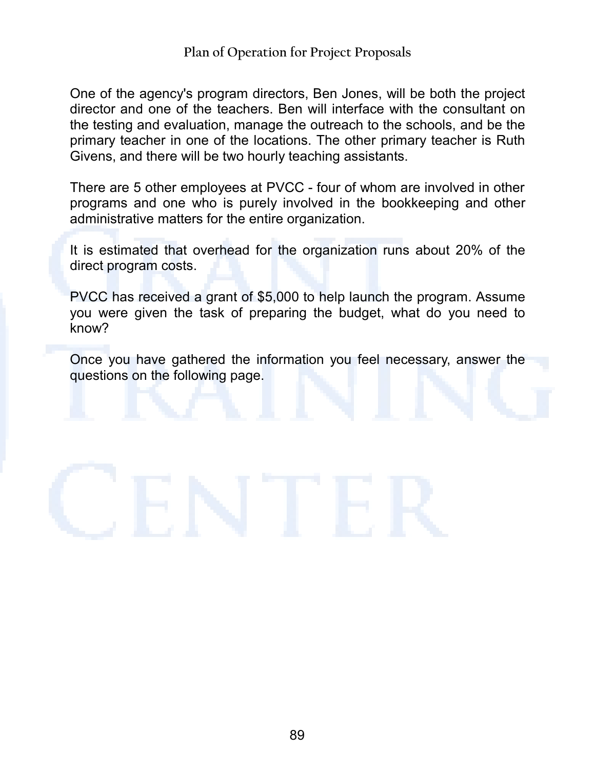One of the agency's program directors, Ben Jones, will be both the project director and one of the teachers. Ben will interface with the consultant on the testing and evaluation, manage the outreach to the schools, and be the primary teacher in one of the locations. The other primary teacher is Ruth Givens, and there will be two hourly teaching assistants.

There are 5 other employees at PVCC - four of whom are involved in other programs and one who is purely involved in the bookkeeping and other administrative matters for the entire organization.

It is estimated that overhead for the organization runs about 20% of the direct program costs.

PVCC has received a grant of $5,000 to help launch the program. Assume you were given the task of preparing the budget, what do you need to know?

Once you have gathered the information you feel necessary, answer the questions on the following page.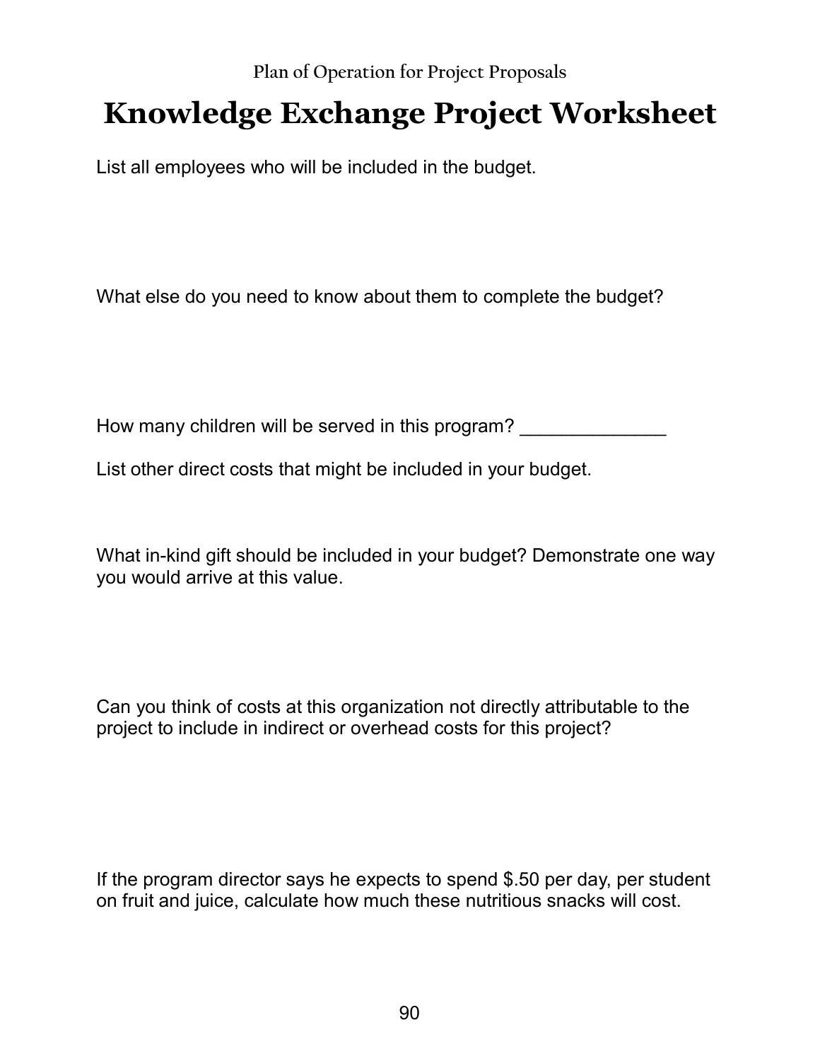Plan of Operation for Project Proposals

# Knowledge Exchange Project Worksheet

List all employees who will be included in the budget.

What else do you need to know about them to complete the budget?

How many children will be served in this program? ______________

List other direct costs that might be included in your budget.

What in-kind gift should be included in your budget? Demonstrate one way you would arrive at this value.

Can you think of costs at this organization not directly attributable to the project to include in indirect or overhead costs for this project?

If the program director says he expects to spend $.50 per day, per student on fruit and juice, calculate how much these nutritious snacks will cost.